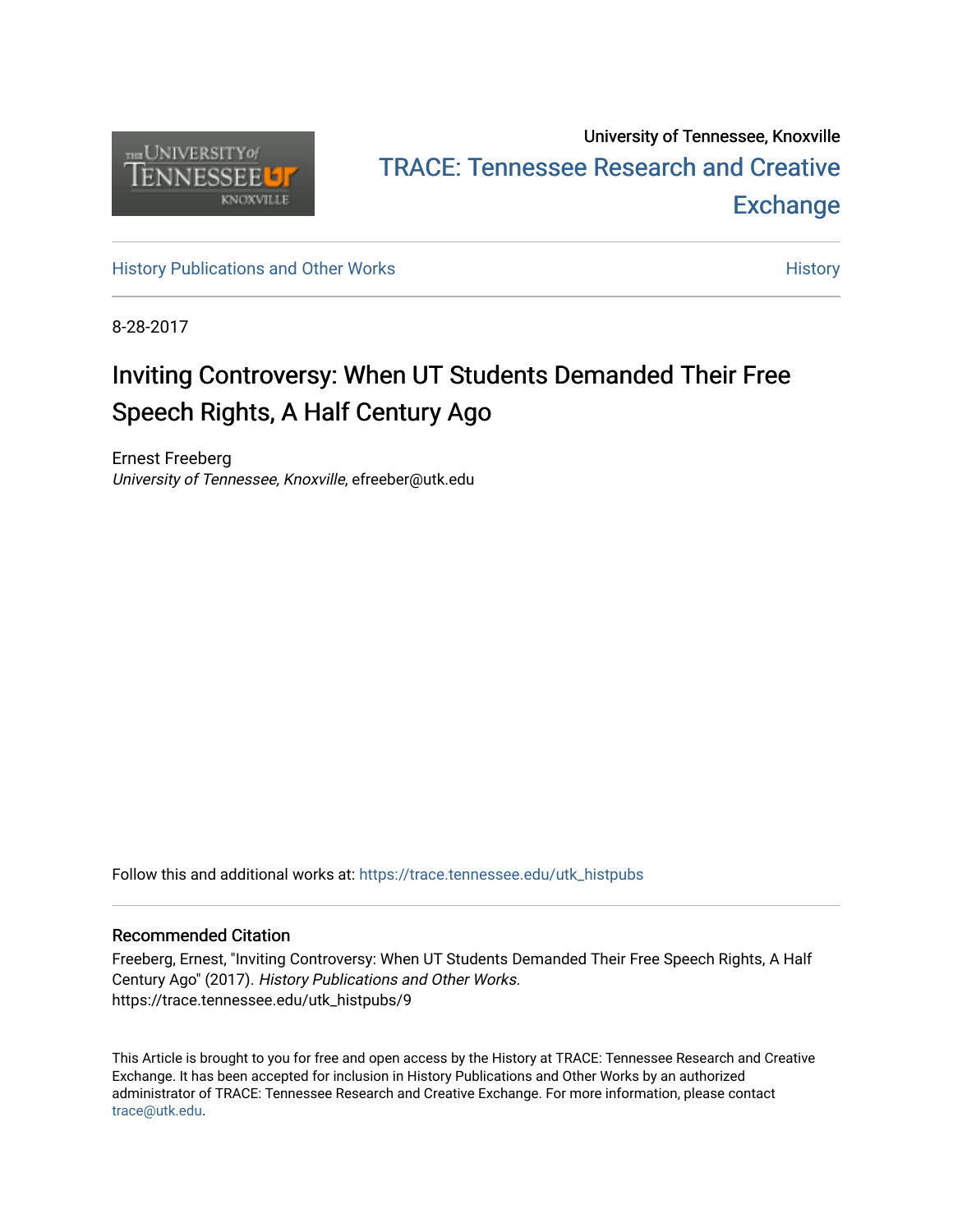University of Tennessee, Knoxville

TRACE: Tennessee Research and Creative Exchange

History Publications and Other Works

History

8-28-2017

# Inviting Controversy: When UT Students Demanded Their Free Speech Rights, A Half Century Ago

Ernest Freeberg
*University of Tennessee, Knoxville*, efreeber@utk.edu

Follow this and additional works at: https://trace.tennessee.edu/utk_histpubs

## Recommended Citation

Freeberg, Ernest, "Inviting Controversy: When UT Students Demanded Their Free Speech Rights, A Half Century Ago" (2017). *History Publications and Other Works.* https://trace.tennessee.edu/utk_histpubs/9

This Article is brought to you for free and open access by the History at TRACE: Tennessee Research and Creative Exchange. It has been accepted for inclusion in History Publications and Other Works by an authorized administrator of TRACE: Tennessee Research and Creative Exchange. For more information, please contact trace@utk.edu.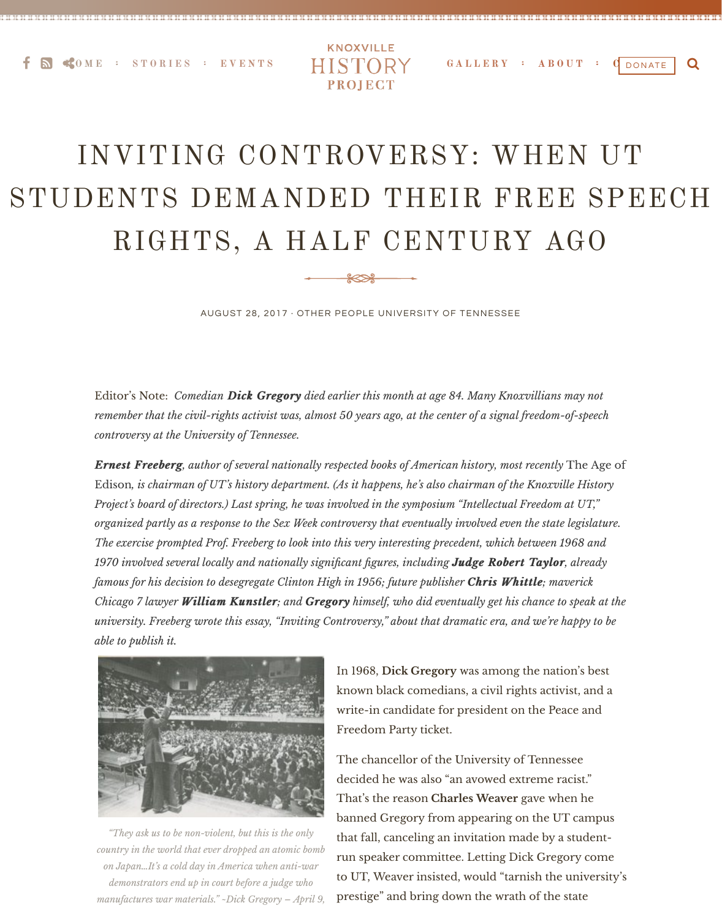# INVITING CONTROVERSY: WHEN UT STUDENTS DEMANDED THEIR FREE SPEECH RIGHTS, A HALF CENTURY AGO

AUGUST 28, 2017 · OTHER PEOPLE UNIVERSITY OF TENNESSEE

Editor's Note: *Comedian **Dick Gregory** died earlier this month at age 84. Many Knoxvillians may not remember that the civil-rights activist was, almost 50 years ago, at the center of a signal freedom-of-speech controversy at the University of Tennessee.*

***Ernest Freeberg**, author of several nationally respected books of American history, most recently* The Age of Edison*, is chairman of UT's history department. (As it happens, he's also chairman of the Knoxville History Project's board of directors.) Last spring, he was involved in the symposium "Intellectual Freedom at UT," organized partly as a response to the Sex Week controversy that eventually involved even the state legislature. The exercise prompted Prof. Freeberg to look into this very interesting precedent, which between 1968 and 1970 involved several locally and nationally significant figures, including **Judge Robert Taylor**, already famous for his decision to desegregate Clinton High in 1956; future publisher **Chris Whittle**; maverick Chicago 7 lawyer **William Kunstler**; and **Gregory** himself, who did eventually get his chance to speak at the university. Freeberg wrote this essay, "Inviting Controversy," about that dramatic era, and we're happy to be able to publish it.*

*"They ask us to be non-violent, but this is the only country in the world that ever dropped an atomic bomb on Japan...It's a cold day in America when anti-war demonstrators end up in court before a judge who manufactures war materials." -Dick Gregory – April 9,*

In 1968, **Dick Gregory** was among the nation's best known black comedians, a civil rights activist, and a write-in candidate for president on the Peace and Freedom Party ticket.

The chancellor of the University of Tennessee decided he was also "an avowed extreme racist." That's the reason **Charles Weaver** gave when he banned Gregory from appearing on the UT campus that fall, canceling an invitation made by a student-run speaker committee. Letting Dick Gregory come to UT, Weaver insisted, would "tarnish the university's prestige" and bring down the wrath of the state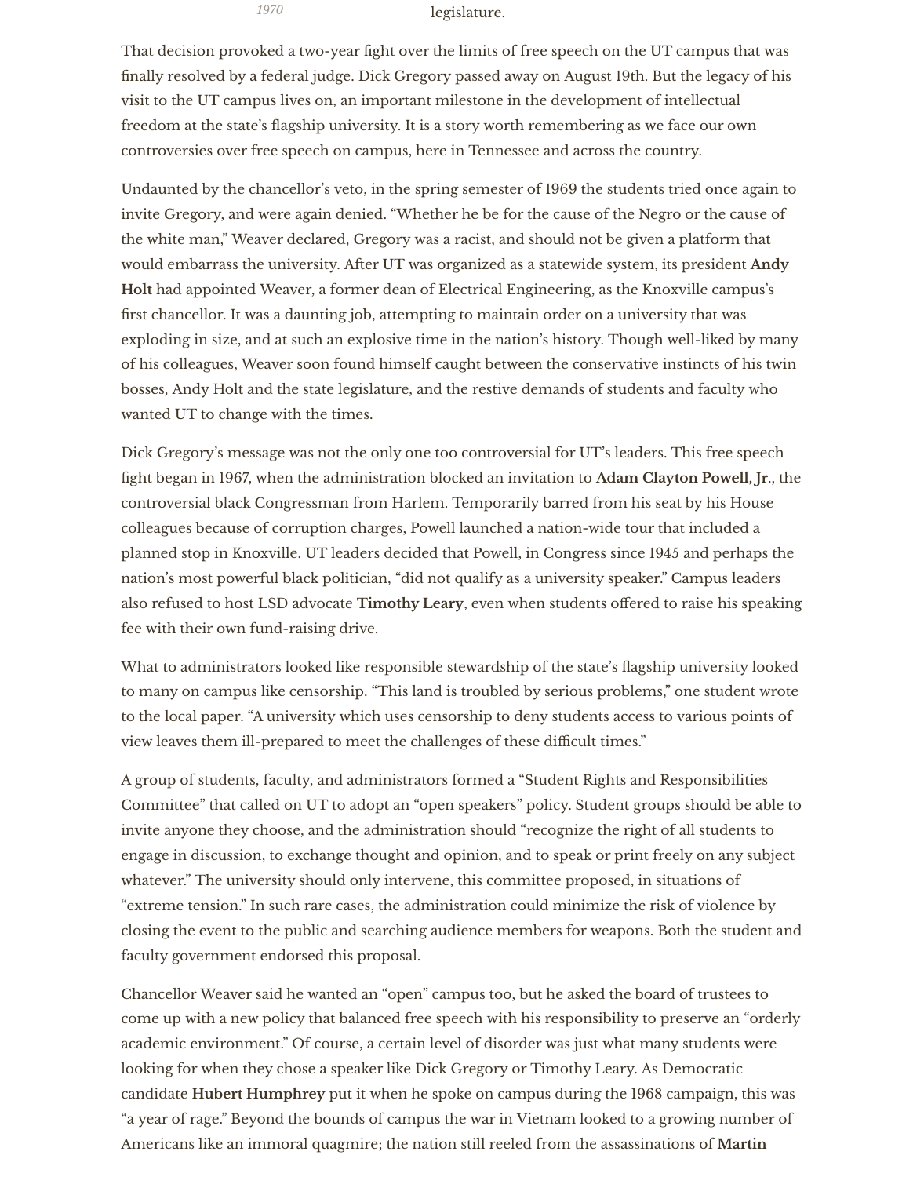1970 legislature.

That decision provoked a two-year fight over the limits of free speech on the UT campus that was finally resolved by a federal judge. Dick Gregory passed away on August 19th. But the legacy of his visit to the UT campus lives on, an important milestone in the development of intellectual freedom at the state's flagship university. It is a story worth remembering as we face our own controversies over free speech on campus, here in Tennessee and across the country.

Undaunted by the chancellor's veto, in the spring semester of 1969 the students tried once again to invite Gregory, and were again denied. "Whether he be for the cause of the Negro or the cause of the white man," Weaver declared, Gregory was a racist, and should not be given a platform that would embarrass the university. After UT was organized as a statewide system, its president **Andy Holt** had appointed Weaver, a former dean of Electrical Engineering, as the Knoxville campus's first chancellor. It was a daunting job, attempting to maintain order on a university that was exploding in size, and at such an explosive time in the nation's history. Though well-liked by many of his colleagues, Weaver soon found himself caught between the conservative instincts of his twin bosses, Andy Holt and the state legislature, and the restive demands of students and faculty who wanted UT to change with the times.

Dick Gregory's message was not the only one too controversial for UT's leaders. This free speech fight began in 1967, when the administration blocked an invitation to **Adam Clayton Powell, Jr.**, the controversial black Congressman from Harlem. Temporarily barred from his seat by his House colleagues because of corruption charges, Powell launched a nation-wide tour that included a planned stop in Knoxville. UT leaders decided that Powell, in Congress since 1945 and perhaps the nation's most powerful black politician, "did not qualify as a university speaker." Campus leaders also refused to host LSD advocate **Timothy Leary**, even when students offered to raise his speaking fee with their own fund-raising drive.

What to administrators looked like responsible stewardship of the state's flagship university looked to many on campus like censorship. "This land is troubled by serious problems," one student wrote to the local paper. "A university which uses censorship to deny students access to various points of view leaves them ill-prepared to meet the challenges of these difficult times."

A group of students, faculty, and administrators formed a "Student Rights and Responsibilities Committee" that called on UT to adopt an "open speakers" policy. Student groups should be able to invite anyone they choose, and the administration should "recognize the right of all students to engage in discussion, to exchange thought and opinion, and to speak or print freely on any subject whatever." The university should only intervene, this committee proposed, in situations of "extreme tension." In such rare cases, the administration could minimize the risk of violence by closing the event to the public and searching audience members for weapons. Both the student and faculty government endorsed this proposal.

Chancellor Weaver said he wanted an "open" campus too, but he asked the board of trustees to come up with a new policy that balanced free speech with his responsibility to preserve an "orderly academic environment." Of course, a certain level of disorder was just what many students were looking for when they chose a speaker like Dick Gregory or Timothy Leary. As Democratic candidate **Hubert Humphrey** put it when he spoke on campus during the 1968 campaign, this was "a year of rage." Beyond the bounds of campus the war in Vietnam looked to a growing number of Americans like an immoral quagmire; the nation still reeled from the assassinations of **Martin**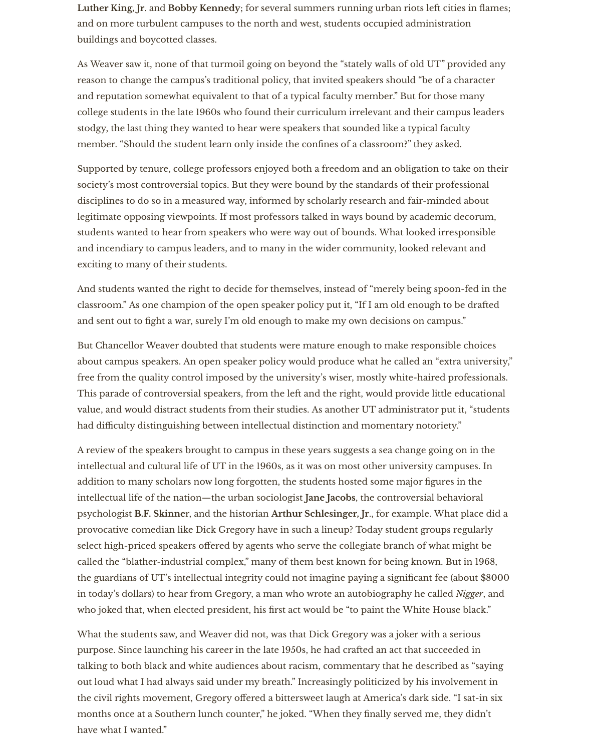**Luther King, Jr**. and **Bobby Kennedy**; for several summers running urban riots left cities in flames; and on more turbulent campuses to the north and west, students occupied administration buildings and boycotted classes.

As Weaver saw it, none of that turmoil going on beyond the "stately walls of old UT" provided any reason to change the campus's traditional policy, that invited speakers should "be of a character and reputation somewhat equivalent to that of a typical faculty member." But for those many college students in the late 1960s who found their curriculum irrelevant and their campus leaders stodgy, the last thing they wanted to hear were speakers that sounded like a typical faculty member. "Should the student learn only inside the confines of a classroom?" they asked.

Supported by tenure, college professors enjoyed both a freedom and an obligation to take on their society's most controversial topics. But they were bound by the standards of their professional disciplines to do so in a measured way, informed by scholarly research and fair-minded about legitimate opposing viewpoints. If most professors talked in ways bound by academic decorum, students wanted to hear from speakers who were way out of bounds. What looked irresponsible and incendiary to campus leaders, and to many in the wider community, looked relevant and exciting to many of their students.

And students wanted the right to decide for themselves, instead of "merely being spoon-fed in the classroom." As one champion of the open speaker policy put it, "If I am old enough to be drafted and sent out to fight a war, surely I'm old enough to make my own decisions on campus."

But Chancellor Weaver doubted that students were mature enough to make responsible choices about campus speakers. An open speaker policy would produce what he called an "extra university," free from the quality control imposed by the university's wiser, mostly white-haired professionals. This parade of controversial speakers, from the left and the right, would provide little educational value, and would distract students from their studies. As another UT administrator put it, "students had difficulty distinguishing between intellectual distinction and momentary notoriety."

A review of the speakers brought to campus in these years suggests a sea change going on in the intellectual and cultural life of UT in the 1960s, as it was on most other university campuses. In addition to many scholars now long forgotten, the students hosted some major figures in the intellectual life of the nation—the urban sociologist **Jane Jacobs**, the controversial behavioral psychologist **B.F. Skinner**, and the historian **Arthur Schlesinger, Jr**., for example. What place did a provocative comedian like Dick Gregory have in such a lineup? Today student groups regularly select high-priced speakers offered by agents who serve the collegiate branch of what might be called the "blather-industrial complex," many of them best known for being known. But in 1968, the guardians of UT's intellectual integrity could not imagine paying a significant fee (about $8000 in today's dollars) to hear from Gregory, a man who wrote an autobiography he called *Nigger*, and who joked that, when elected president, his first act would be "to paint the White House black."

What the students saw, and Weaver did not, was that Dick Gregory was a joker with a serious purpose. Since launching his career in the late 1950s, he had crafted an act that succeeded in talking to both black and white audiences about racism, commentary that he described as "saying out loud what I had always said under my breath." Increasingly politicized by his involvement in the civil rights movement, Gregory offered a bittersweet laugh at America's dark side. "I sat-in six months once at a Southern lunch counter," he joked. "When they finally served me, they didn't have what I wanted."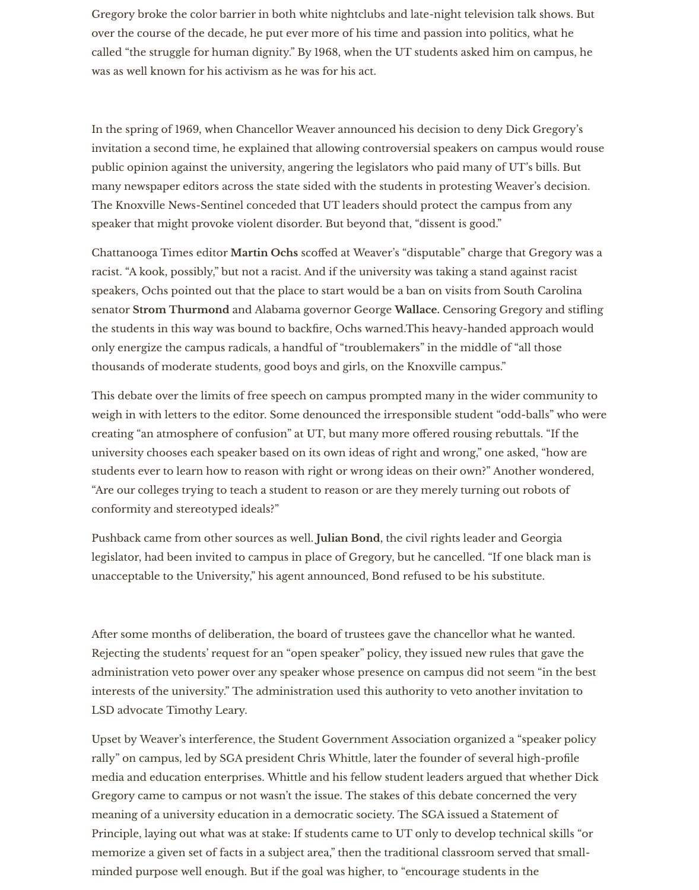Gregory broke the color barrier in both white nightclubs and late-night television talk shows. But over the course of the decade, he put ever more of his time and passion into politics, what he called "the struggle for human dignity." By 1968, when the UT students asked him on campus, he was as well known for his activism as he was for his act.

In the spring of 1969, when Chancellor Weaver announced his decision to deny Dick Gregory's invitation a second time, he explained that allowing controversial speakers on campus would rouse public opinion against the university, angering the legislators who paid many of UT's bills. But many newspaper editors across the state sided with the students in protesting Weaver's decision. The Knoxville News-Sentinel conceded that UT leaders should protect the campus from any speaker that might provoke violent disorder. But beyond that, "dissent is good."

Chattanooga Times editor **Martin Ochs** scoffed at Weaver's "disputable" charge that Gregory was a racist. "A kook, possibly," but not a racist. And if the university was taking a stand against racist speakers, Ochs pointed out that the place to start would be a ban on visits from South Carolina senator **Strom Thurmond** and Alabama governor George **Wallace.** Censoring Gregory and stifling the students in this way was bound to backfire, Ochs warned.This heavy-handed approach would only energize the campus radicals, a handful of "troublemakers" in the middle of "all those thousands of moderate students, good boys and girls, on the Knoxville campus."

This debate over the limits of free speech on campus prompted many in the wider community to weigh in with letters to the editor. Some denounced the irresponsible student "odd-balls" who were creating "an atmosphere of confusion" at UT, but many more offered rousing rebuttals. "If the university chooses each speaker based on its own ideas of right and wrong," one asked, "how are students ever to learn how to reason with right or wrong ideas on their own?" Another wondered, "Are our colleges trying to teach a student to reason or are they merely turning out robots of conformity and stereotyped ideals?"

Pushback came from other sources as well. **Julian Bond**, the civil rights leader and Georgia legislator, had been invited to campus in place of Gregory, but he cancelled. "If one black man is unacceptable to the University," his agent announced, Bond refused to be his substitute.

After some months of deliberation, the board of trustees gave the chancellor what he wanted. Rejecting the students' request for an "open speaker" policy, they issued new rules that gave the administration veto power over any speaker whose presence on campus did not seem "in the best interests of the university." The administration used this authority to veto another invitation to LSD advocate Timothy Leary.

Upset by Weaver's interference, the Student Government Association organized a "speaker policy rally" on campus, led by SGA president Chris Whittle, later the founder of several high-profile media and education enterprises. Whittle and his fellow student leaders argued that whether Dick Gregory came to campus or not wasn't the issue. The stakes of this debate concerned the very meaning of a university education in a democratic society. The SGA issued a Statement of Principle, laying out what was at stake: If students came to UT only to develop technical skills "or memorize a given set of facts in a subject area," then the traditional classroom served that small-minded purpose well enough. But if the goal was higher, to "encourage students in the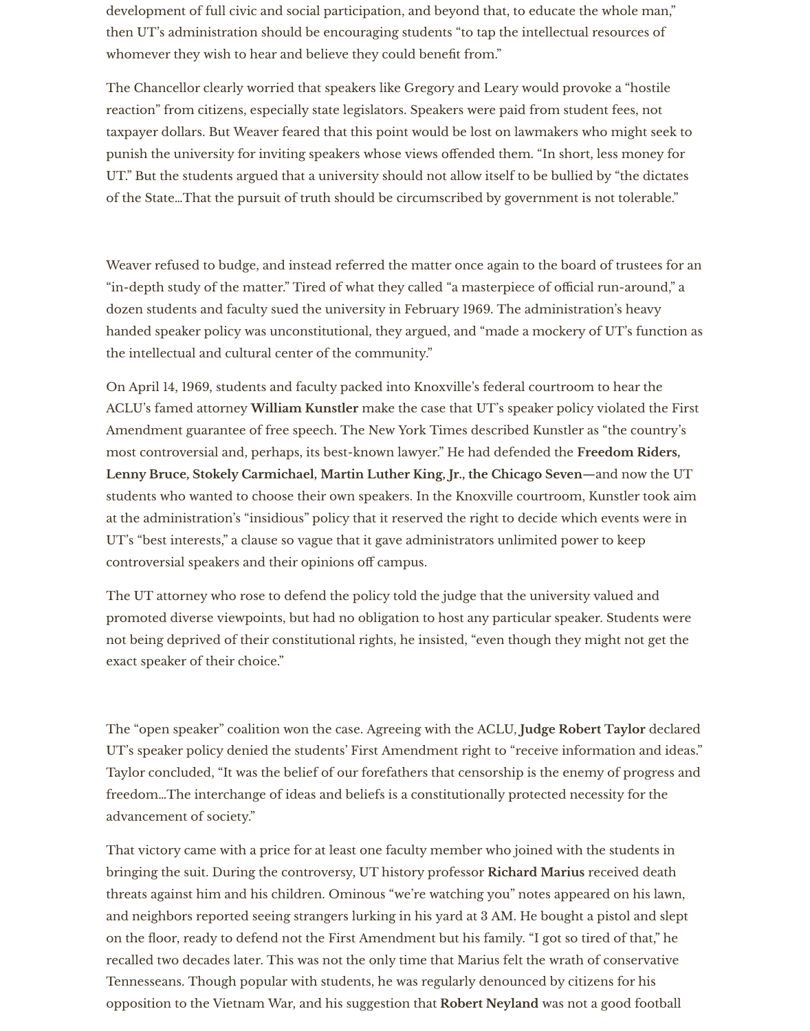development of full civic and social participation, and beyond that, to educate the whole man," then UT's administration should be encouraging students "to tap the intellectual resources of whomever they wish to hear and believe they could benefit from."

The Chancellor clearly worried that speakers like Gregory and Leary would provoke a "hostile reaction" from citizens, especially state legislators. Speakers were paid from student fees, not taxpayer dollars. But Weaver feared that this point would be lost on lawmakers who might seek to punish the university for inviting speakers whose views offended them. "In short, less money for UT." But the students argued that a university should not allow itself to be bullied by "the dictates of the State…That the pursuit of truth should be circumscribed by government is not tolerable."

Weaver refused to budge, and instead referred the matter once again to the board of trustees for an "in-depth study of the matter." Tired of what they called "a masterpiece of official run-around," a dozen students and faculty sued the university in February 1969. The administration's heavy handed speaker policy was unconstitutional, they argued, and "made a mockery of UT's function as the intellectual and cultural center of the community."

On April 14, 1969, students and faculty packed into Knoxville's federal courtroom to hear the ACLU's famed attorney **William Kunstler** make the case that UT's speaker policy violated the First Amendment guarantee of free speech. The New York Times described Kunstler as "the country's most controversial and, perhaps, its best-known lawyer." He had defended the **Freedom Riders, Lenny Bruce, Stokely Carmichael, Martin Luther King, Jr., the Chicago Seven**—and now the UT students who wanted to choose their own speakers. In the Knoxville courtroom, Kunstler took aim at the administration's "insidious" policy that it reserved the right to decide which events were in UT's "best interests," a clause so vague that it gave administrators unlimited power to keep controversial speakers and their opinions off campus.

The UT attorney who rose to defend the policy told the judge that the university valued and promoted diverse viewpoints, but had no obligation to host any particular speaker. Students were not being deprived of their constitutional rights, he insisted, "even though they might not get the exact speaker of their choice."

The "open speaker" coalition won the case. Agreeing with the ACLU, **Judge Robert Taylor** declared UT's speaker policy denied the students' First Amendment right to "receive information and ideas." Taylor concluded, "It was the belief of our forefathers that censorship is the enemy of progress and freedom…The interchange of ideas and beliefs is a constitutionally protected necessity for the advancement of society."

That victory came with a price for at least one faculty member who joined with the students in bringing the suit. During the controversy, UT history professor **Richard Marius** received death threats against him and his children. Ominous "we're watching you" notes appeared on his lawn, and neighbors reported seeing strangers lurking in his yard at 3 AM. He bought a pistol and slept on the floor, ready to defend not the First Amendment but his family. "I got so tired of that," he recalled two decades later. This was not the only time that Marius felt the wrath of conservative Tennesseans. Though popular with students, he was regularly denounced by citizens for his opposition to the Vietnam War, and his suggestion that **Robert Neyland** was not a good football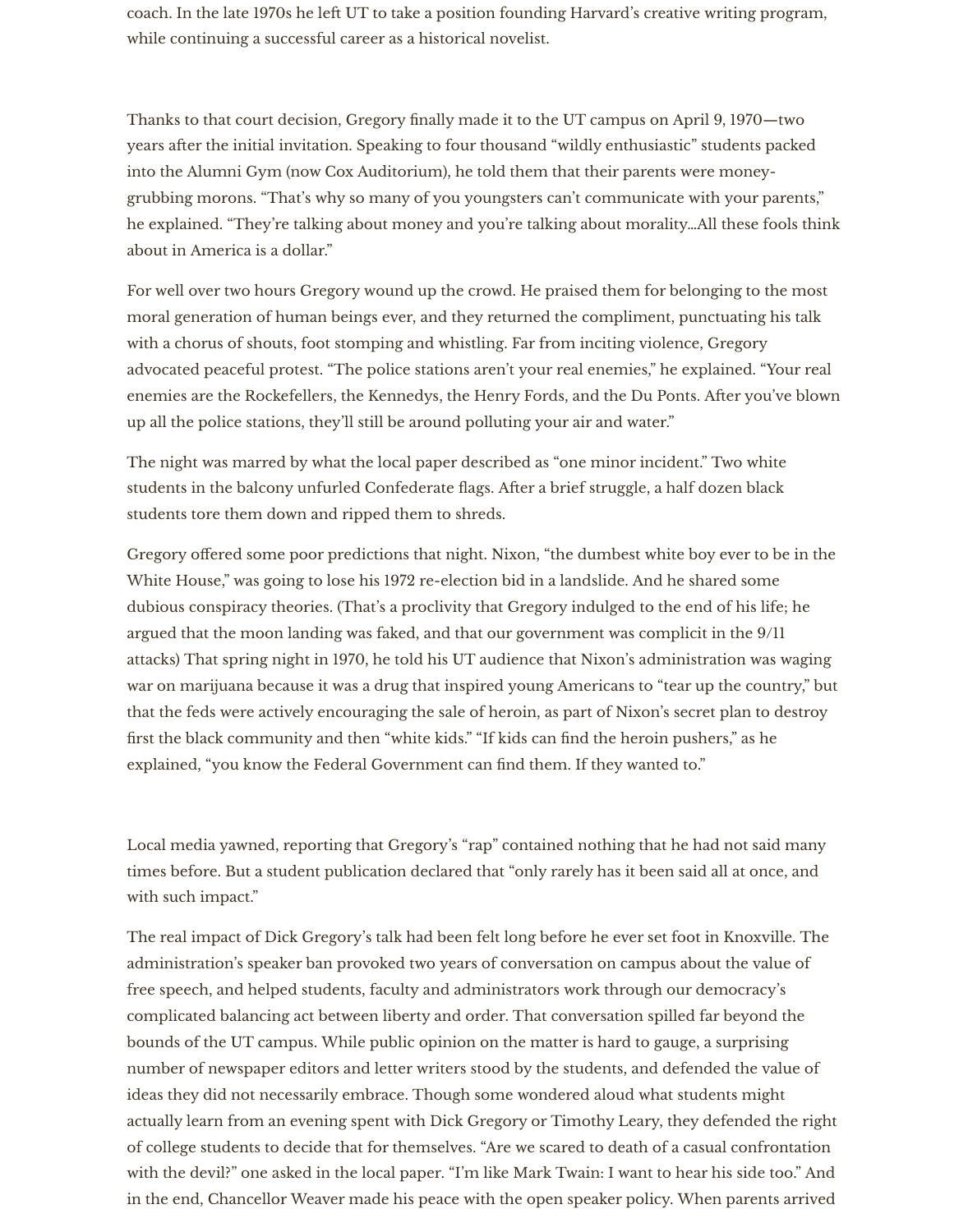coach. In the late 1970s he left UT to take a position founding Harvard's creative writing program, while continuing a successful career as a historical novelist.

Thanks to that court decision, Gregory finally made it to the UT campus on April 9, 1970—two years after the initial invitation. Speaking to four thousand "wildly enthusiastic" students packed into the Alumni Gym (now Cox Auditorium), he told them that their parents were money-grubbing morons. "That's why so many of you youngsters can't communicate with your parents," he explained. "They're talking about money and you're talking about morality…All these fools think about in America is a dollar."

For well over two hours Gregory wound up the crowd. He praised them for belonging to the most moral generation of human beings ever, and they returned the compliment, punctuating his talk with a chorus of shouts, foot stomping and whistling. Far from inciting violence, Gregory advocated peaceful protest. "The police stations aren't your real enemies," he explained. "Your real enemies are the Rockefellers, the Kennedys, the Henry Fords, and the Du Ponts. After you've blown up all the police stations, they'll still be around polluting your air and water."

The night was marred by what the local paper described as "one minor incident." Two white students in the balcony unfurled Confederate flags. After a brief struggle, a half dozen black students tore them down and ripped them to shreds.

Gregory offered some poor predictions that night. Nixon, "the dumbest white boy ever to be in the White House," was going to lose his 1972 re-election bid in a landslide. And he shared some dubious conspiracy theories. (That's a proclivity that Gregory indulged to the end of his life; he argued that the moon landing was faked, and that our government was complicit in the 9/11 attacks) That spring night in 1970, he told his UT audience that Nixon's administration was waging war on marijuana because it was a drug that inspired young Americans to "tear up the country," but that the feds were actively encouraging the sale of heroin, as part of Nixon's secret plan to destroy first the black community and then "white kids." "If kids can find the heroin pushers," as he explained, "you know the Federal Government can find them. If they wanted to."

Local media yawned, reporting that Gregory's "rap" contained nothing that he had not said many times before. But a student publication declared that "only rarely has it been said all at once, and with such impact."

The real impact of Dick Gregory's talk had been felt long before he ever set foot in Knoxville. The administration's speaker ban provoked two years of conversation on campus about the value of free speech, and helped students, faculty and administrators work through our democracy's complicated balancing act between liberty and order. That conversation spilled far beyond the bounds of the UT campus. While public opinion on the matter is hard to gauge, a surprising number of newspaper editors and letter writers stood by the students, and defended the value of ideas they did not necessarily embrace. Though some wondered aloud what students might actually learn from an evening spent with Dick Gregory or Timothy Leary, they defended the right of college students to decide that for themselves. "Are we scared to death of a casual confrontation with the devil?" one asked in the local paper. "I'm like Mark Twain: I want to hear his side too." And in the end, Chancellor Weaver made his peace with the open speaker policy. When parents arrived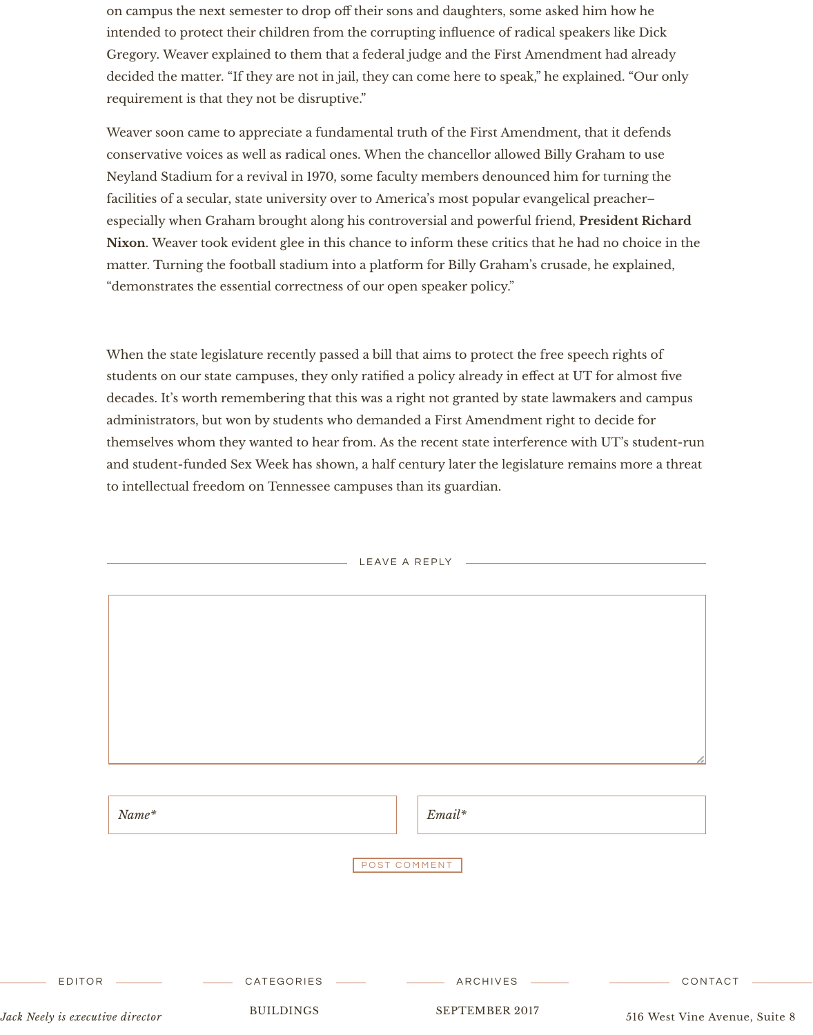on campus the next semester to drop off their sons and daughters, some asked him how he intended to protect their children from the corrupting influence of radical speakers like Dick Gregory. Weaver explained to them that a federal judge and the First Amendment had already decided the matter. "If they are not in jail, they can come here to speak," he explained. "Our only requirement is that they not be disruptive."

Weaver soon came to appreciate a fundamental truth of the First Amendment, that it defends conservative voices as well as radical ones. When the chancellor allowed Billy Graham to use Neyland Stadium for a revival in 1970, some faculty members denounced him for turning the facilities of a secular, state university over to America's most popular evangelical preacher–especially when Graham brought along his controversial and powerful friend, **President Richard Nixon**. Weaver took evident glee in this chance to inform these critics that he had no choice in the matter. Turning the football stadium into a platform for Billy Graham's crusade, he explained, "demonstrates the essential correctness of our open speaker policy."

When the state legislature recently passed a bill that aims to protect the free speech rights of students on our state campuses, they only ratified a policy already in effect at UT for almost five decades. It's worth remembering that this was a right not granted by state lawmakers and campus administrators, but won by students who demanded a First Amendment right to decide for themselves whom they wanted to hear from. As the recent state interference with UT's student-run and student-funded Sex Week has shown, a half century later the legislature remains more a threat to intellectual freedom on Tennessee campuses than its guardian.

LEAVE A REPLY

Name*

Email*

POST COMMENT

EDITOR

*Jack Neely is executive director*

CATEGORIES

BUILDINGS

ARCHIVES

SEPTEMBER 2017

CONTACT

516 West Vine Avenue, Suite 8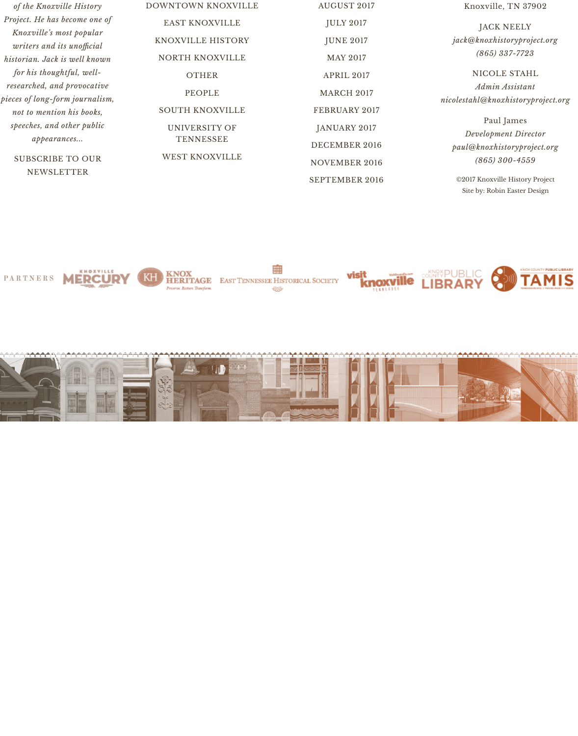*of the Knoxville History Project. He has become one of Knoxville's most popular writers and its unofficial historian. Jack is well known for his thoughtful, well-researched, and provocative pieces of long-form journalism, not to mention his books, speeches, and other public appearances...*

SUBSCRIBE TO OUR NEWSLETTER

DOWNTOWN KNOXVILLE

EAST KNOXVILLE

KNOXVILLE HISTORY

NORTH KNOXVILLE

OTHER

PEOPLE

SOUTH KNOXVILLE

UNIVERSITY OF TENNESSEE

WEST KNOXVILLE

AUGUST 2017

JULY 2017

JUNE 2017

MAY 2017

APRIL 2017

MARCH 2017

FEBRUARY 2017

JANUARY 2017

DECEMBER 2016

NOVEMBER 2016

SEPTEMBER 2016

Knoxville, TN 37902

JACK NEELY
*jack@knoxhistoryproject.org*
*(865) 337-7723*

NICOLE STAHL
*Admin Assistant*
*nicolestahl@knoxhistoryproject.org*

Paul James
*Development Director*
*paul@knoxhistoryproject.org*
*(865) 300-4559*

©2017 Knoxville History Project
Site by: Robin Easter Design

PARTNERS